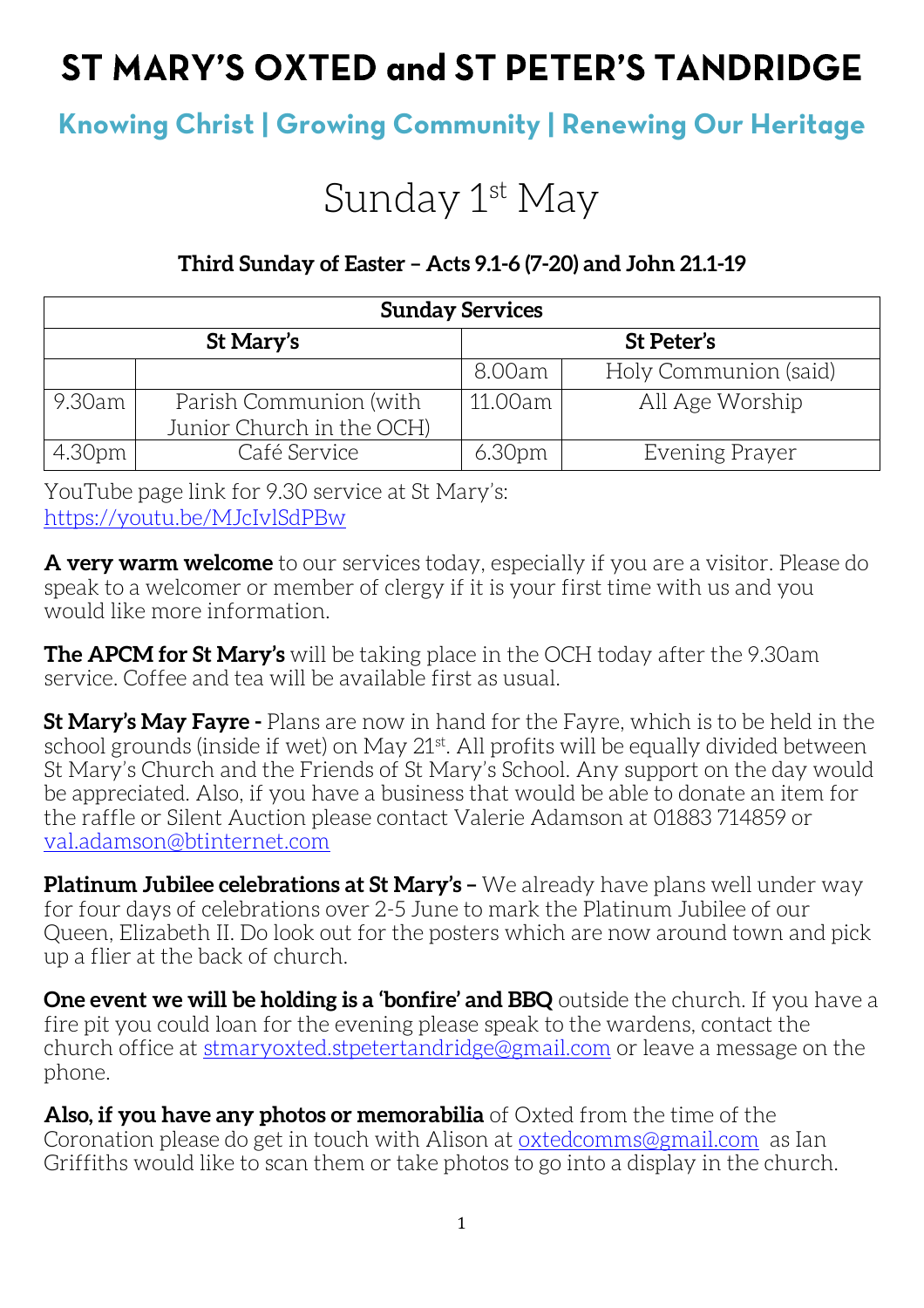# ST MARY'S OXTED and ST PETER'S TANDRIDGE

## Knowing Christ | Growing Community | Renewing Our Heritage

# Sunday 1st May

### Third Sunday of Easter – Acts 9.1-6 (7-20) and John 21.1-19

| Sunday Services | | | |
|---|---|---|---|
| St Mary's | | St Peter's | |
| | | 8.00am | Holy Communion (said) |
| 9.30am | Parish Communion (with Junior Church in the OCH) | 11.00am | All Age Worship |
| 4.30pm | Café Service | 6.30pm | Evening Prayer |

YouTube page link for 9.30 service at St Mary's: https://youtu.be/MJcIvlSdPBw

**A very warm welcome** to our services today, especially if you are a visitor. Please do speak to a welcomer or member of clergy if it is your first time with us and you would like more information.

**The APCM for St Mary's** will be taking place in the OCH today after the 9.30am service. Coffee and tea will be available first as usual.

**St Mary's May Fayre -** Plans are now in hand for the Fayre, which is to be held in the school grounds (inside if wet) on May 21st. All profits will be equally divided between St Mary's Church and the Friends of St Mary's School. Any support on the day would be appreciated. Also, if you have a business that would be able to donate an item for the raffle or Silent Auction please contact Valerie Adamson at 01883 714859 or val.adamson@btinternet.com

**Platinum Jubilee celebrations at St Mary's –** We already have plans well under way for four days of celebrations over 2-5 June to mark the Platinum Jubilee of our Queen, Elizabeth II. Do look out for the posters which are now around town and pick up a flier at the back of church.

**One event we will be holding is a 'bonfire' and BBQ** outside the church. If you have a fire pit you could loan for the evening please speak to the wardens, contact the church office at stmaryoxted.stpetertandridge@gmail.com or leave a message on the phone.

**Also, if you have any photos or memorabilia** of Oxted from the time of the Coronation please do get in touch with Alison at oxtedcomms@gmail.com as Ian Griffiths would like to scan them or take photos to go into a display in the church.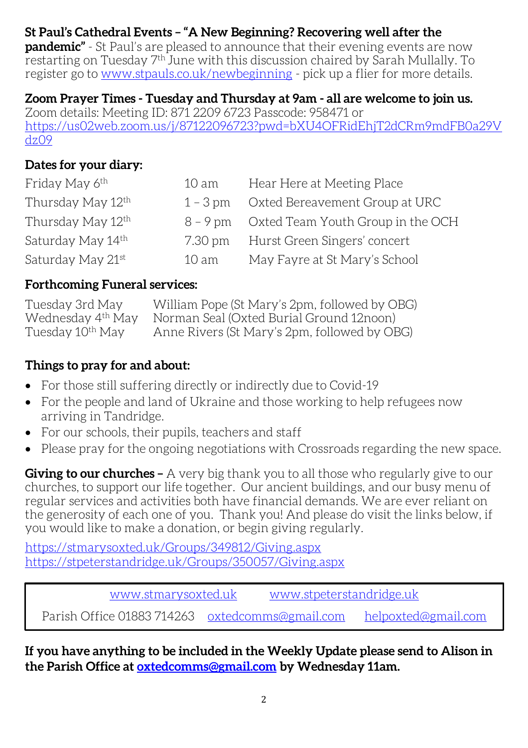**St Paul's Cathedral Events – "A New Beginning? Recovering well after the pandemic"** - St Paul's are pleased to announce that their evening events are now restarting on Tuesday 7th June with this discussion chaired by Sarah Mullally. To register go to www.stpauls.co.uk/newbeginning - pick up a flier for more details.

**Zoom Prayer Times - Tuesday and Thursday at 9am - all are welcome to join us.**
Zoom details: Meeting ID: 871 2209 6723 Passcode: 958471 or
https://us02web.zoom.us/j/87122096723?pwd=bXU4OFRidEhjT2dCRm9mdFB0a29Vdz09

**Dates for your diary:**

| | | |
|---|---|---|
| Friday May 6th | 10 am | Hear Here at Meeting Place |
| Thursday May 12th | 1 – 3 pm | Oxted Bereavement Group at URC |
| Thursday May 12th | 8 – 9 pm | Oxted Team Youth Group in the OCH |
| Saturday May 14th | 7.30 pm | Hurst Green Singers' concert |
| Saturday May 21st | 10 am | May Fayre at St Mary's School |

**Forthcoming Funeral services:**

| | |
|---|---|
| Tuesday 3rd May | William Pope (St Mary's 2pm, followed by OBG) |
| Wednesday 4th May | Norman Seal (Oxted Burial Ground 12noon) |
| Tuesday 10th May | Anne Rivers (St Mary's 2pm, followed by OBG) |

**Things to pray for and about:**

- For those still suffering directly or indirectly due to Covid-19
- For the people and land of Ukraine and those working to help refugees now arriving in Tandridge.
- For our schools, their pupils, teachers and staff
- Please pray for the ongoing negotiations with Crossroads regarding the new space.

**Giving to our churches –** A very big thank you to all those who regularly give to our churches, to support our life together. Our ancient buildings, and our busy menu of regular services and activities both have financial demands. We are ever reliant on the generosity of each one of you. Thank you! And please do visit the links below, if you would like to make a donation, or begin giving regularly.

https://stmarysoxted.uk/Groups/349812/Giving.aspx
https://stpeterstandridge.uk/Groups/350057/Giving.aspx

www.stmarysoxted.uk www.stpeterstandridge.uk

Parish Office 01883 714263 oxtedcomms@gmail.com helpoxted@gmail.com

**If you have anything to be included in the Weekly Update please send to Alison in the Parish Office at oxtedcomms@gmail.com by Wednesday 11am.**